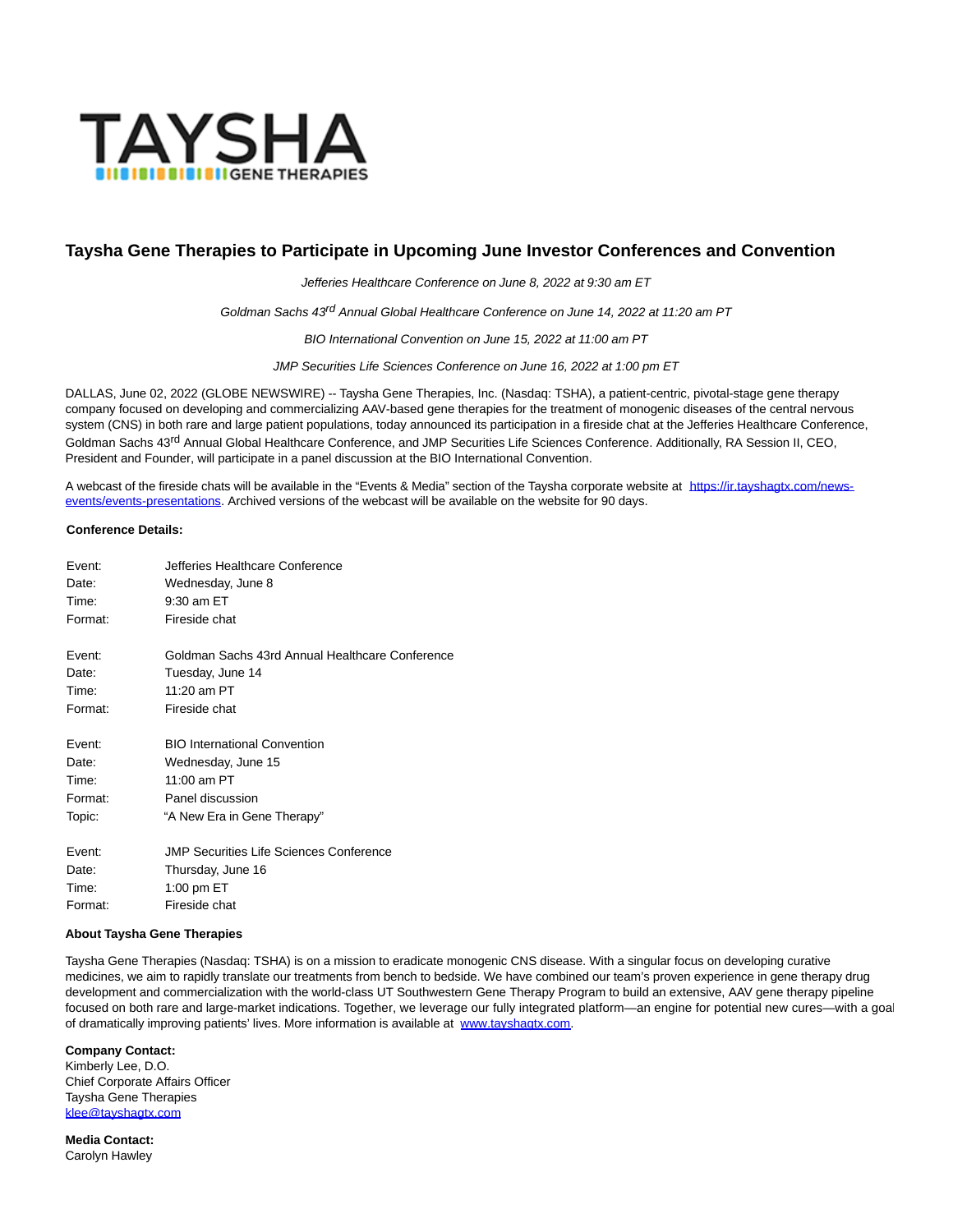# Taysha Gene Therapies to Participate in Upcoming June Investor Conferences and Convention

*Jefferies Healthcare Conference on June 8, 2022 at 9:30 am ET*

*Goldman Sachs 43rd Annual Global Healthcare Conference on June 14, 2022 at 11:20 am PT*

*BIO International Convention on June 15, 2022 at 11:00 am PT*

*JMP Securities Life Sciences Conference on June 16, 2022 at 1:00 pm ET*

DALLAS, June 02, 2022 (GLOBE NEWSWIRE) -- Taysha Gene Therapies, Inc. (Nasdaq: TSHA), a patient-centric, pivotal-stage gene therapy company focused on developing and commercializing AAV-based gene therapies for the treatment of monogenic diseases of the central nervous system (CNS) in both rare and large patient populations, today announced its participation in a fireside chat at the Jefferies Healthcare Conference, Goldman Sachs 43rd Annual Global Healthcare Conference, and JMP Securities Life Sciences Conference. Additionally, RA Session II, CEO, President and Founder, will participate in a panel discussion at the BIO International Convention.

A webcast of the fireside chats will be available in the "Events & Media" section of the Taysha corporate website at [https://ir.tayshagtx.com/news-events/events-presentations](https://ir.tayshagtx.com/news-events/events-presentations). Archived versions of the webcast will be available on the website for 90 days.

**Conference Details:**

| | |
|---|---|
| Event: | Jefferies Healthcare Conference |
| Date: | Wednesday, June 8 |
| Time: | 9:30 am ET |
| Format: | Fireside chat |

| | |
|---|---|
| Event: | Goldman Sachs 43rd Annual Healthcare Conference |
| Date: | Tuesday, June 14 |
| Time: | 11:20 am PT |
| Format: | Fireside chat |

| | |
|---|---|
| Event: | BIO International Convention |
| Date: | Wednesday, June 15 |
| Time: | 11:00 am PT |
| Format: | Panel discussion |
| Topic: | "A New Era in Gene Therapy" |

| | |
|---|---|
| Event: | JMP Securities Life Sciences Conference |
| Date: | Thursday, June 16 |
| Time: | 1:00 pm ET |
| Format: | Fireside chat |

**About Taysha Gene Therapies**

Taysha Gene Therapies (Nasdaq: TSHA) is on a mission to eradicate monogenic CNS disease. With a singular focus on developing curative medicines, we aim to rapidly translate our treatments from bench to bedside. We have combined our team's proven experience in gene therapy drug development and commercialization with the world-class UT Southwestern Gene Therapy Program to build an extensive, AAV gene therapy pipeline focused on both rare and large-market indications. Together, we leverage our fully integrated platform—an engine for potential new cures—with a goal of dramatically improving patients' lives. More information is available at [www.tayshagtx.com](http://www.tayshagtx.com).

**Company Contact:**
Kimberly Lee, D.O.
Chief Corporate Affairs Officer
Taysha Gene Therapies
[klee@tayshagtx.com](mailto:klee@tayshagtx.com)

**Media Contact:**
Carolyn Hawley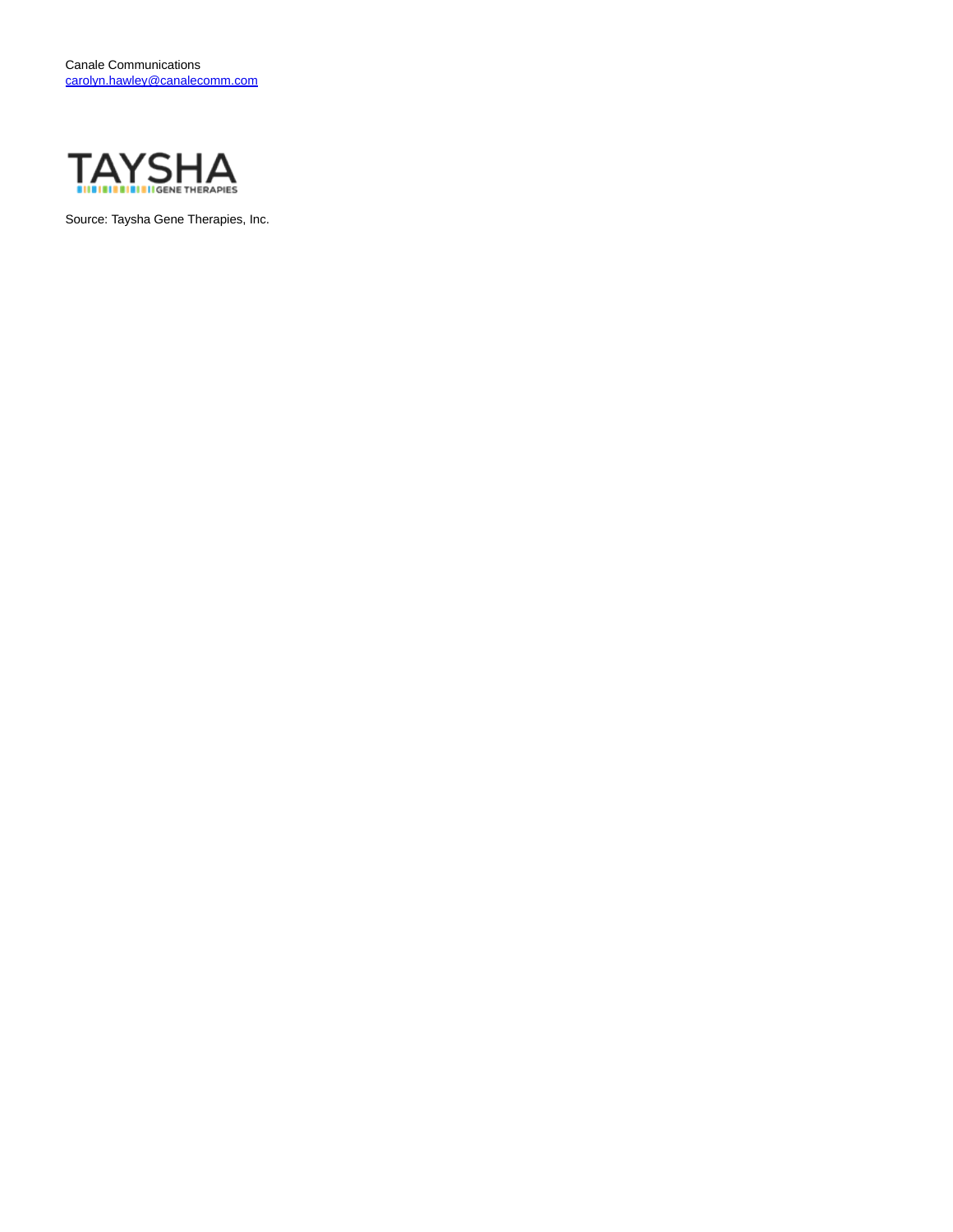Canale Communications
carolyn.hawley@canalecomm.com

Source: Taysha Gene Therapies, Inc.